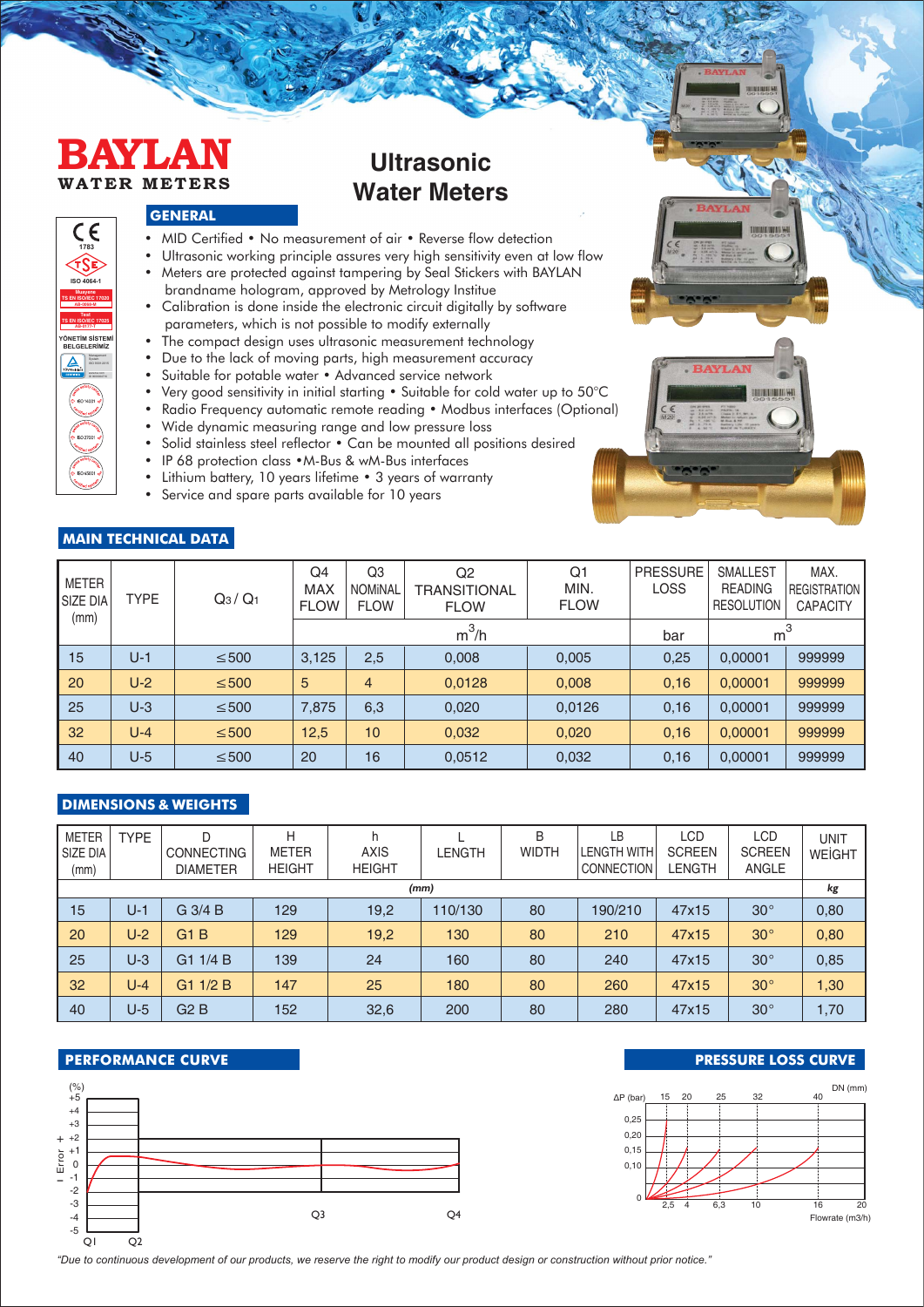# BAYLAN
WATER METERS

# Ultrasonic Water Meters

## GENERAL

- MID Certified • No measurement of air • Reverse flow detection
- Ultrasonic working principle assures very high sensitivity even at low flow
- Meters are protected against tampering by Seal Stickers with BAYLAN brandname hologram, approved by Metrology Institue
- Calibration is done inside the electronic circuit digitally by software parameters, which is not possible to modify externally
- The compact design uses ultrasonic measurement technology
- Due to the lack of moving parts, high measurement accuracy
- Suitable for potable water • Advanced service network
- Very good sensitivity in initial starting • Suitable for cold water up to 50°C
- Radio Frequency automatic remote reading • Modbus interfaces (Optional)
- Wide dynamic measuring range and low pressure loss
- Solid stainless steel reflector • Can be mounted all positions desired
- IP 68 protection class •M-Bus & wM-Bus interfaces
- Lithium battery, 10 years lifetime • 3 years of warranty
- Service and spare parts available for 10 years

## MAIN TECHNICAL DATA

| METER SIZE DIA (mm) | TYPE | $Q_3 / Q_1$ | Q4 MAX FLOW | Q3 NOMINAL FLOW | Q2 TRANSITIONAL FLOW | Q1 MIN. FLOW | PRESSURE LOSS | SMALLEST READING RESOLUTION | MAX. REGISTRATION CAPACITY |
|---|---|---|---|---|---|---|---|---|---|
| | | | $m^3/h$ | | | | bar | $m^3$ | |
| 15 | U-1 | ≤500 | 3,125 | 2,5 | 0,008 | 0,005 | 0,25 | 0,00001 | 999999 |
| 20 | U-2 | ≤500 | 5 | 4 | 0,0128 | 0,008 | 0,16 | 0,00001 | 999999 |
| 25 | U-3 | ≤500 | 7,875 | 6,3 | 0,020 | 0,0126 | 0,16 | 0,00001 | 999999 |
| 32 | U-4 | ≤500 | 12,5 | 10 | 0,032 | 0,020 | 0,16 | 0,00001 | 999999 |
| 40 | U-5 | ≤500 | 20 | 16 | 0,0512 | 0,032 | 0,16 | 0,00001 | 999999 |

## DIMENSIONS & WEIGHTS

| METER SIZE DIA (mm) | TYPE | D CONNECTING DIAMETER | H METER HEIGHT | h AXIS HEIGHT | L LENGTH | B WIDTH | LB LENGTH WITH CONNECTION | LCD SCREEN LENGTH | LCD SCREEN ANGLE | UNIT WEİGHT |
|---|---|---|---|---|---|---|---|---|---|---|
| | | (mm) | | | | | | | | kg |
| 15 | U-1 | G 3/4 B | 129 | 19,2 | 110/130 | 80 | 190/210 | 47x15 | 30° | 0,80 |
| 20 | U-2 | G1 B | 129 | 19,2 | 130 | 80 | 210 | 47x15 | 30° | 0,80 |
| 25 | U-3 | G1 1/4 B | 139 | 24 | 160 | 80 | 240 | 47x15 | 30° | 0,85 |
| 32 | U-4 | G1 1/2 B | 147 | 25 | 180 | 80 | 260 | 47x15 | 30° | 1,30 |
| 40 | U-5 | G2 B | 152 | 32,6 | 200 | 80 | 280 | 47x15 | 30° | 1,70 |

## PERFORMANCE CURVE

## PRESSURE LOSS CURVE

*"Due to continuous development of our products, we reserve the right to modify our product design or construction without prior notice."*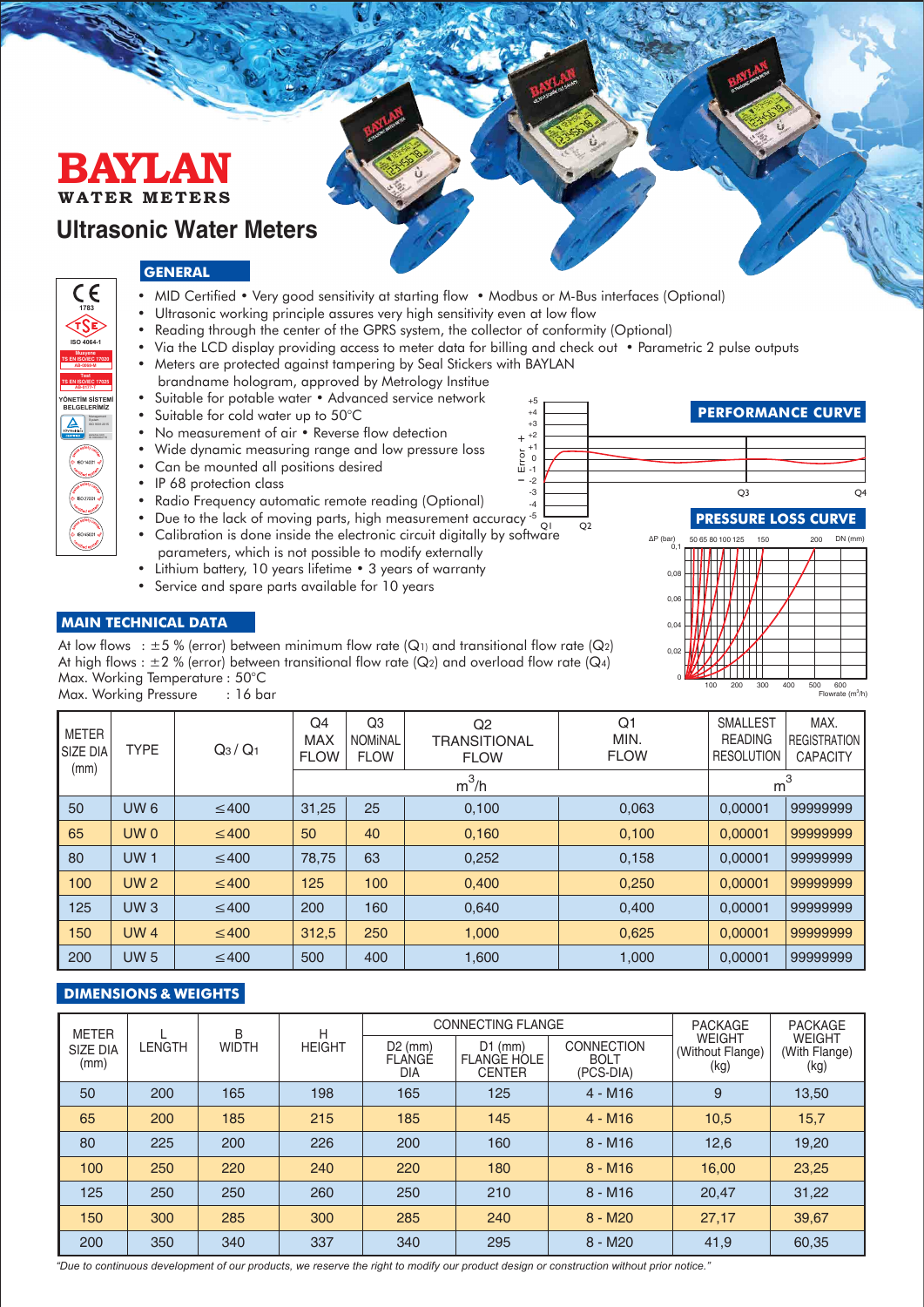# BAYLAN

WATER METERS

## Ultrasonic Water Meters

CE 1783

TSE

ISO 4064-1

TS EN ISO/IEC 17020

TS EN ISO/IEC 17025

YÖNETİM SİSTEMİ BELGELERİMİZ

ISO 14001

ISO 27001

ISO 45001

### GENERAL

- MID Certified • Very good sensitivity at starting flow • Modbus or M-Bus interfaces (Optional)
- Ultrasonic working principle assures very high sensitivity even at low flow
- Reading through the center of the GPRS system, the collector of conformity (Optional)
- Via the LCD display providing access to meter data for billing and check out • Parametric 2 pulse outputs
- Meters are protected against tampering by Seal Stickers with BAYLAN brandname hologram, approved by Metrology Institue
- Suitable for potable water • Advanced service network
- Suitable for cold water up to 50°C
- No measurement of air • Reverse flow detection
- Wide dynamic measuring range and low pressure loss
- Can be mounted all positions desired
- IP 68 protection class
- Radio Frequency automatic remote reading (Optional)
- Due to the lack of moving parts, high measurement accuracy
- Calibration is done inside the electronic circuit digitally by software parameters, which is not possible to modify externally
- Lithium battery, 10 years lifetime • 3 years of warranty
- Service and spare parts available for 10 years

### PERFORMANCE CURVE

+ Error −

+5 +4 +3 +2 +1 0 -1 -2 -3 -4 -5

Q1 Q2 Q3 Q4

### PRESSURE LOSS CURVE

ΔP (bar)

0,1 0,08 0,06 0,04 0,02 0

50 65 80 100 125 150 200 DN (mm)

100 200 300 400 500 600

Flowrate (m³/h)

### MAIN TECHNICAL DATA

At low flows : ±5 % (error) between minimum flow rate ($Q_1$) and transitional flow rate ($Q_2$)
At high flows : ±2 % (error) between transitional flow rate ($Q_2$) and overload flow rate ($Q_4$)
Max. Working Temperature : 50°C
Max. Working Pressure : 16 bar

| METER SIZE DIA (mm) | TYPE | $Q_3$ / $Q_1$ | Q4 MAX FLOW | Q3 NOMINAL FLOW | Q2 TRANSITIONAL FLOW | Q1 MIN. FLOW | SMALLEST READING RESOLUTION | MAX. REGISTRATION CAPACITY |
|---|---|---|---|---|---|---|---|---|
| | | | $m^3/h$ | | | | $m^3$ | |
| 50 | UW 6 | ≤400 | 31,25 | 25 | 0,100 | 0,063 | 0,00001 | 99999999 |
| 65 | UW 0 | ≤400 | 50 | 40 | 0,160 | 0,100 | 0,00001 | 99999999 |
| 80 | UW 1 | ≤400 | 78,75 | 63 | 0,252 | 0,158 | 0,00001 | 99999999 |
| 100 | UW 2 | ≤400 | 125 | 100 | 0,400 | 0,250 | 0,00001 | 99999999 |
| 125 | UW 3 | ≤400 | 200 | 160 | 0,640 | 0,400 | 0,00001 | 99999999 |
| 150 | UW 4 | ≤400 | 312,5 | 250 | 1,000 | 0,625 | 0,00001 | 99999999 |
| 200 | UW 5 | ≤400 | 500 | 400 | 1,600 | 1,000 | 0,00001 | 99999999 |

### DIMENSIONS & WEIGHTS

| METER SIZE DIA (mm) | L LENGTH | B WIDTH | H HEIGHT | CONNECTING FLANGE | | | PACKAGE WEIGHT (Without Flange) (kg) | PACKAGE WEIGHT (With Flange) (kg) |
|---|---|---|---|---|---|---|---|---|
| | | | | D2 (mm) FLANGE DIA | D1 (mm) FLANGE HOLE CENTER | CONNECTION BOLT (PCS-DIA) | | |
| 50 | 200 | 165 | 198 | 165 | 125 | 4 - M16 | 9 | 13,50 |
| 65 | 200 | 185 | 215 | 185 | 145 | 4 - M16 | 10,5 | 15,7 |
| 80 | 225 | 200 | 226 | 200 | 160 | 8 - M16 | 12,6 | 19,20 |
| 100 | 250 | 220 | 240 | 220 | 180 | 8 - M16 | 16,00 | 23,25 |
| 125 | 250 | 250 | 260 | 250 | 210 | 8 - M16 | 20,47 | 31,22 |
| 150 | 300 | 285 | 300 | 285 | 240 | 8 - M20 | 27,17 | 39,67 |
| 200 | 350 | 340 | 337 | 340 | 295 | 8 - M20 | 41,9 | 60,35 |

*"Due to continuous development of our products, we reserve the right to modify our product design or construction without prior notice."*